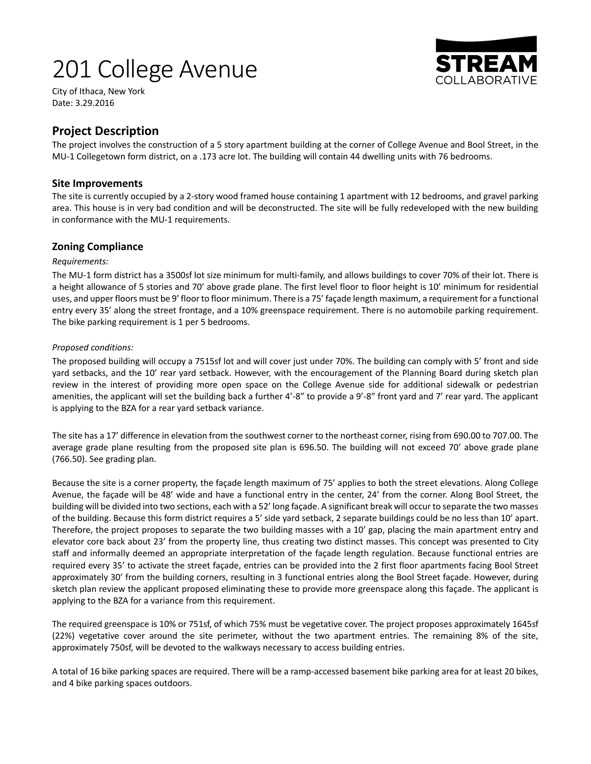# 201 College Avenue

STREAM COLLABORATIVE

City of Ithaca, New York
Date: 3.29.2016

## Project Description

The project involves the construction of a 5 story apartment building at the corner of College Avenue and Bool Street, in the MU-1 Collegetown form district, on a .173 acre lot. The building will contain 44 dwelling units with 76 bedrooms.

### Site Improvements

The site is currently occupied by a 2-story wood framed house containing 1 apartment with 12 bedrooms, and gravel parking area. This house is in very bad condition and will be deconstructed. The site will be fully redeveloped with the new building in conformance with the MU-1 requirements.

### Zoning Compliance

*Requirements:*

The MU-1 form district has a 3500sf lot size minimum for multi-family, and allows buildings to cover 70% of their lot. There is a height allowance of 5 stories and 70' above grade plane. The first level floor to floor height is 10' minimum for residential uses, and upper floors must be 9' floor to floor minimum. There is a 75' façade length maximum, a requirement for a functional entry every 35' along the street frontage, and a 10% greenspace requirement. There is no automobile parking requirement. The bike parking requirement is 1 per 5 bedrooms.

*Proposed conditions:*

The proposed building will occupy a 7515sf lot and will cover just under 70%. The building can comply with 5' front and side yard setbacks, and the 10' rear yard setback. However, with the encouragement of the Planning Board during sketch plan review in the interest of providing more open space on the College Avenue side for additional sidewalk or pedestrian amenities, the applicant will set the building back a further 4'-8" to provide a 9'-8" front yard and 7' rear yard. The applicant is applying to the BZA for a rear yard setback variance.

The site has a 17' difference in elevation from the southwest corner to the northeast corner, rising from 690.00 to 707.00. The average grade plane resulting from the proposed site plan is 696.50. The building will not exceed 70' above grade plane (766.50). See grading plan.

Because the site is a corner property, the façade length maximum of 75' applies to both the street elevations. Along College Avenue, the façade will be 48' wide and have a functional entry in the center, 24' from the corner. Along Bool Street, the building will be divided into two sections, each with a 52' long façade. A significant break will occur to separate the two masses of the building. Because this form district requires a 5' side yard setback, 2 separate buildings could be no less than 10' apart. Therefore, the project proposes to separate the two building masses with a 10' gap, placing the main apartment entry and elevator core back about 23' from the property line, thus creating two distinct masses. This concept was presented to City staff and informally deemed an appropriate interpretation of the façade length regulation. Because functional entries are required every 35' to activate the street façade, entries can be provided into the 2 first floor apartments facing Bool Street approximately 30' from the building corners, resulting in 3 functional entries along the Bool Street façade. However, during sketch plan review the applicant proposed eliminating these to provide more greenspace along this façade. The applicant is applying to the BZA for a variance from this requirement.

The required greenspace is 10% or 751sf, of which 75% must be vegetative cover. The project proposes approximately 1645sf (22%) vegetative cover around the site perimeter, without the two apartment entries. The remaining 8% of the site, approximately 750sf, will be devoted to the walkways necessary to access building entries.

A total of 16 bike parking spaces are required. There will be a ramp-accessed basement bike parking area for at least 20 bikes, and 4 bike parking spaces outdoors.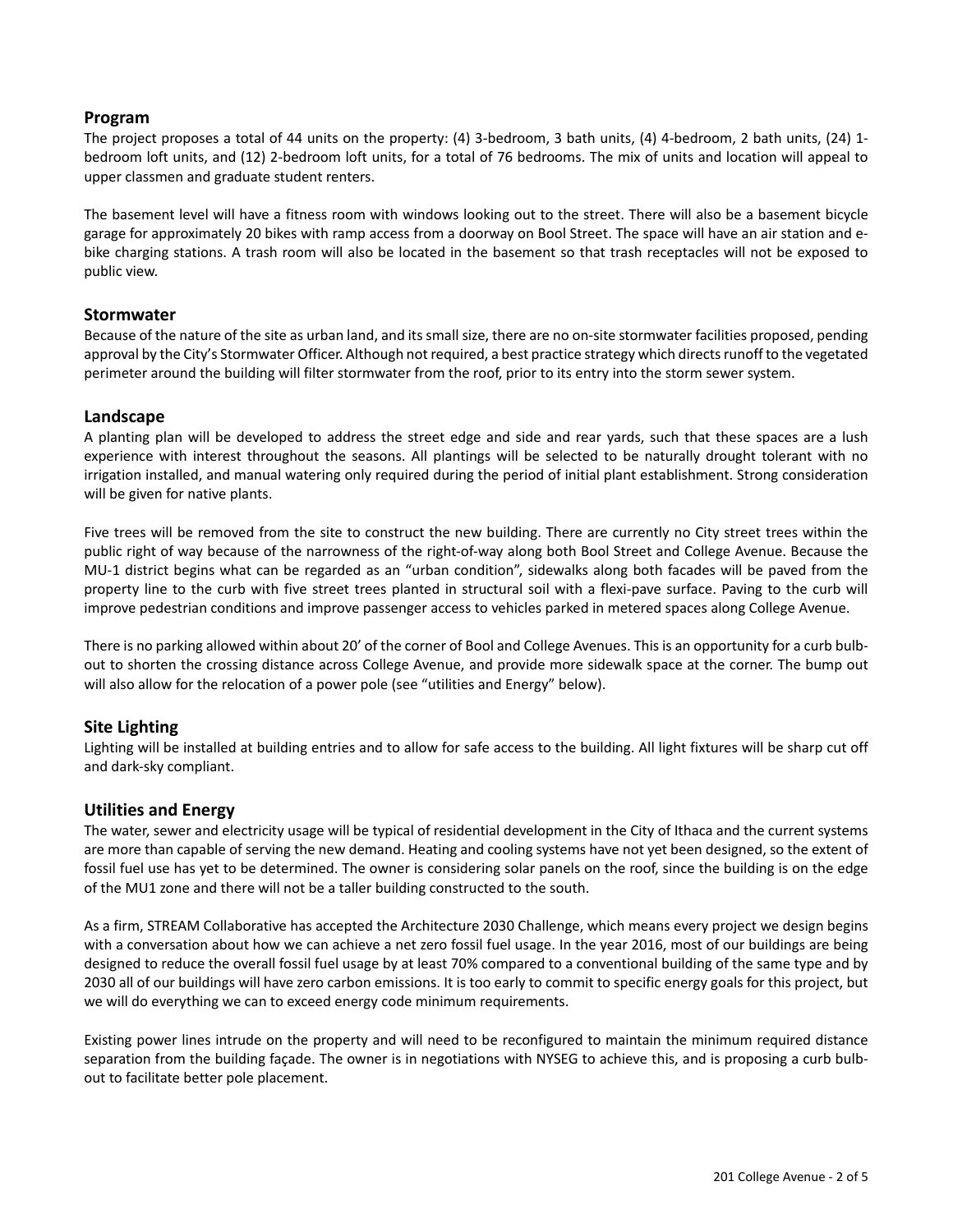## Program

The project proposes a total of 44 units on the property: (4) 3-bedroom, 3 bath units, (4) 4-bedroom, 2 bath units, (24) 1-bedroom loft units, and (12) 2-bedroom loft units, for a total of 76 bedrooms. The mix of units and location will appeal to upper classmen and graduate student renters.

The basement level will have a fitness room with windows looking out to the street. There will also be a basement bicycle garage for approximately 20 bikes with ramp access from a doorway on Bool Street. The space will have an air station and e-bike charging stations. A trash room will also be located in the basement so that trash receptacles will not be exposed to public view.

## Stormwater

Because of the nature of the site as urban land, and its small size, there are no on-site stormwater facilities proposed, pending approval by the City's Stormwater Officer. Although not required, a best practice strategy which directs runoff to the vegetated perimeter around the building will filter stormwater from the roof, prior to its entry into the storm sewer system.

## Landscape

A planting plan will be developed to address the street edge and side and rear yards, such that these spaces are a lush experience with interest throughout the seasons. All plantings will be selected to be naturally drought tolerant with no irrigation installed, and manual watering only required during the period of initial plant establishment. Strong consideration will be given for native plants.

Five trees will be removed from the site to construct the new building. There are currently no City street trees within the public right of way because of the narrowness of the right-of-way along both Bool Street and College Avenue. Because the MU-1 district begins what can be regarded as an "urban condition", sidewalks along both facades will be paved from the property line to the curb with five street trees planted in structural soil with a flexi-pave surface. Paving to the curb will improve pedestrian conditions and improve passenger access to vehicles parked in metered spaces along College Avenue.

There is no parking allowed within about 20' of the corner of Bool and College Avenues. This is an opportunity for a curb bulb-out to shorten the crossing distance across College Avenue, and provide more sidewalk space at the corner. The bump out will also allow for the relocation of a power pole (see "utilities and Energy" below).

## Site Lighting

Lighting will be installed at building entries and to allow for safe access to the building. All light fixtures will be sharp cut off and dark-sky compliant.

## Utilities and Energy

The water, sewer and electricity usage will be typical of residential development in the City of Ithaca and the current systems are more than capable of serving the new demand. Heating and cooling systems have not yet been designed, so the extent of fossil fuel use has yet to be determined. The owner is considering solar panels on the roof, since the building is on the edge of the MU1 zone and there will not be a taller building constructed to the south.

As a firm, STREAM Collaborative has accepted the Architecture 2030 Challenge, which means every project we design begins with a conversation about how we can achieve a net zero fossil fuel usage. In the year 2016, most of our buildings are being designed to reduce the overall fossil fuel usage by at least 70% compared to a conventional building of the same type and by 2030 all of our buildings will have zero carbon emissions. It is too early to commit to specific energy goals for this project, but we will do everything we can to exceed energy code minimum requirements.

Existing power lines intrude on the property and will need to be reconfigured to maintain the minimum required distance separation from the building façade. The owner is in negotiations with NYSEG to achieve this, and is proposing a curb bulb-out to facilitate better pole placement.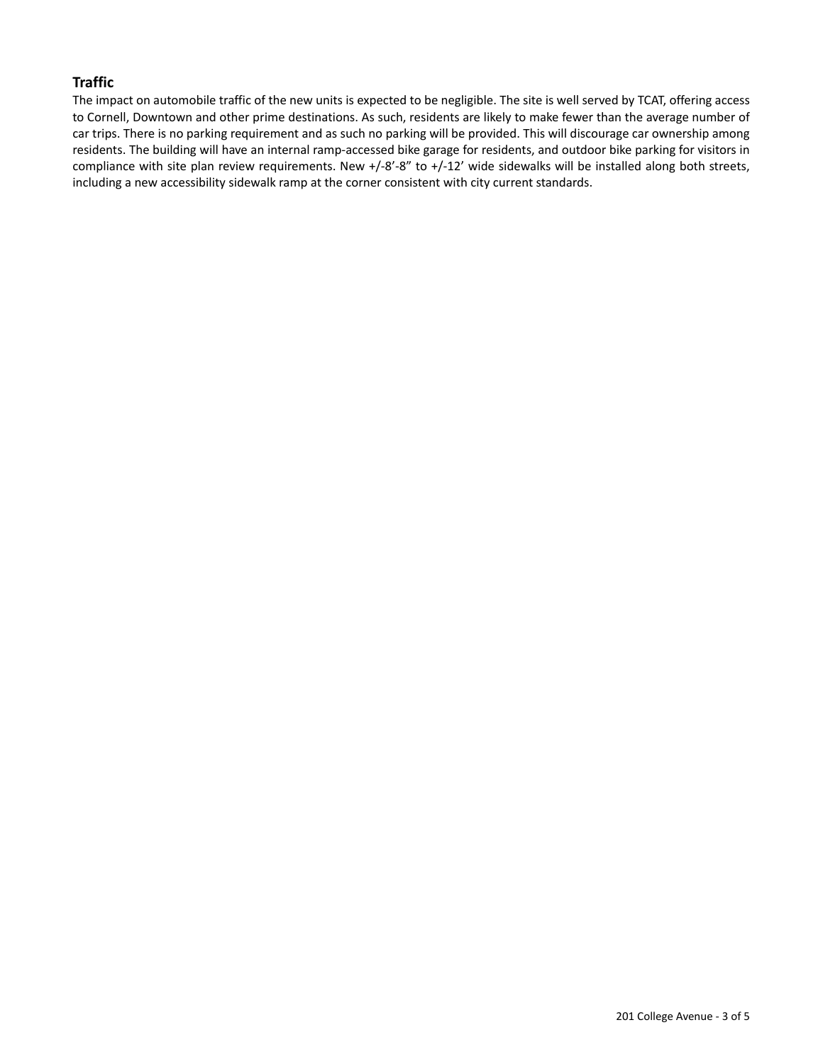## Traffic

The impact on automobile traffic of the new units is expected to be negligible. The site is well served by TCAT, offering access to Cornell, Downtown and other prime destinations. As such, residents are likely to make fewer than the average number of car trips. There is no parking requirement and as such no parking will be provided. This will discourage car ownership among residents. The building will have an internal ramp-accessed bike garage for residents, and outdoor bike parking for visitors in compliance with site plan review requirements. New +/-8'-8" to +/-12' wide sidewalks will be installed along both streets, including a new accessibility sidewalk ramp at the corner consistent with city current standards.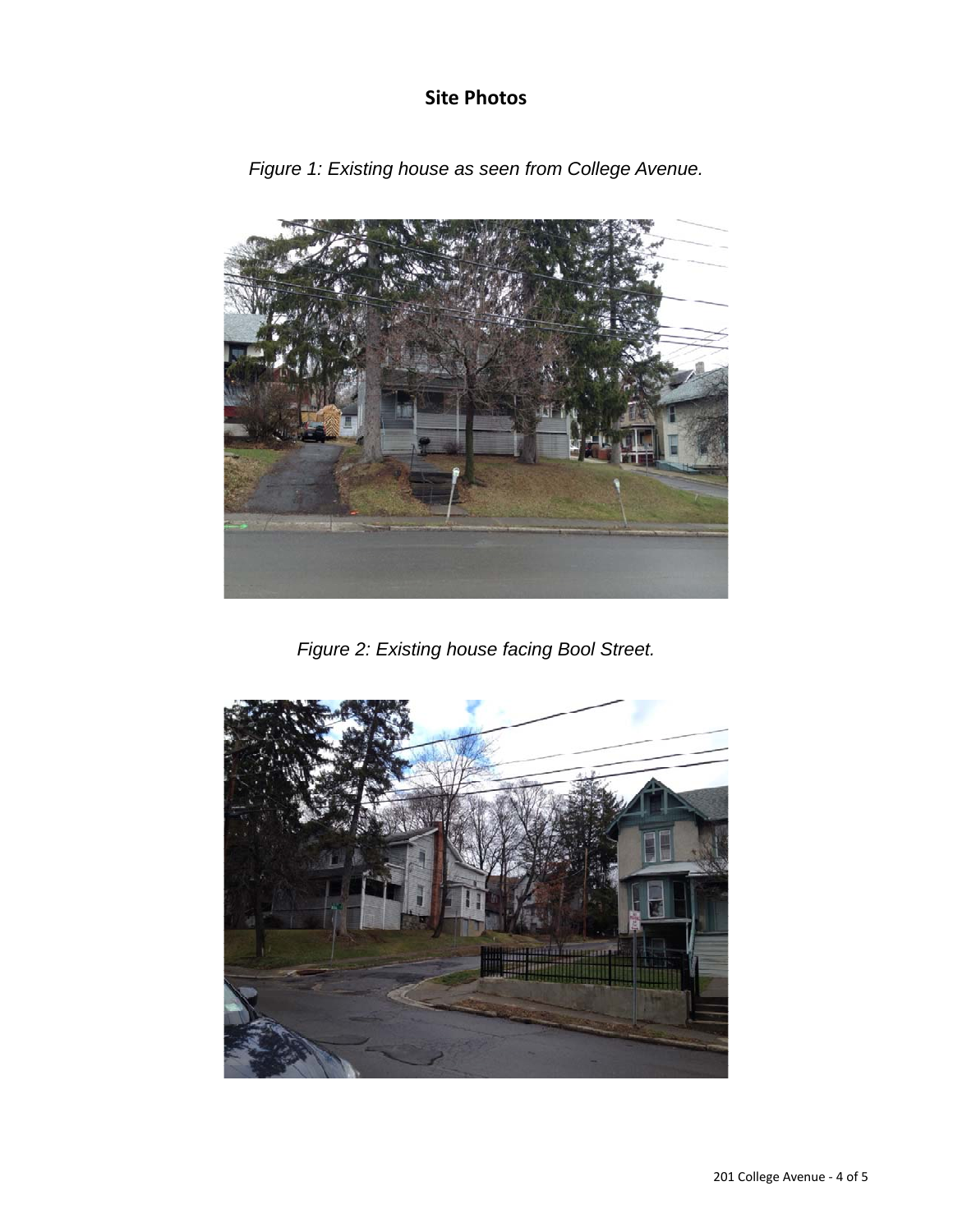## Site Photos

*Figure 1: Existing house as seen from College Avenue.*

*Figure 2: Existing house facing Bool Street.*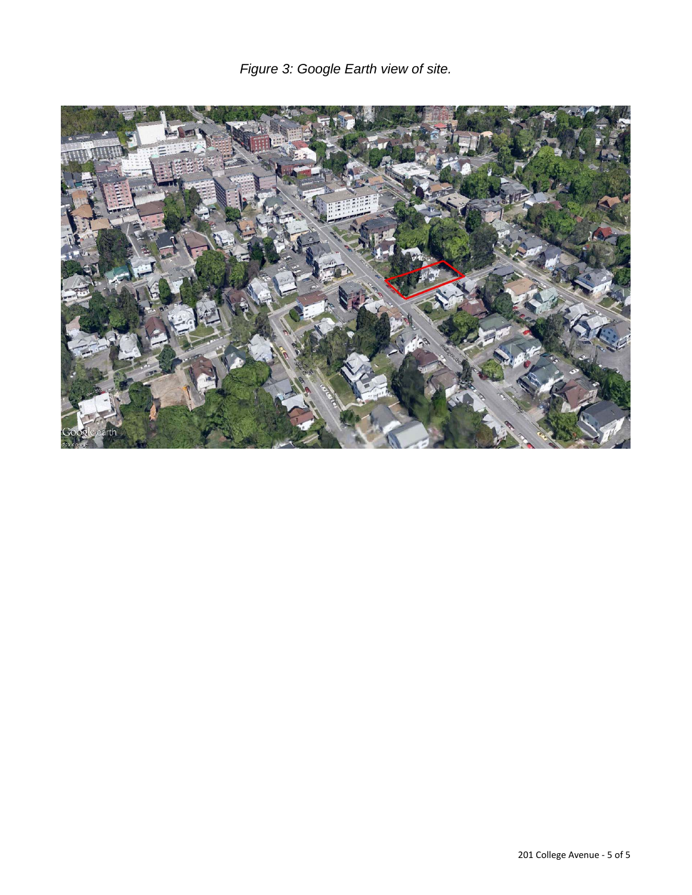*Figure 3: Google Earth view of site.*